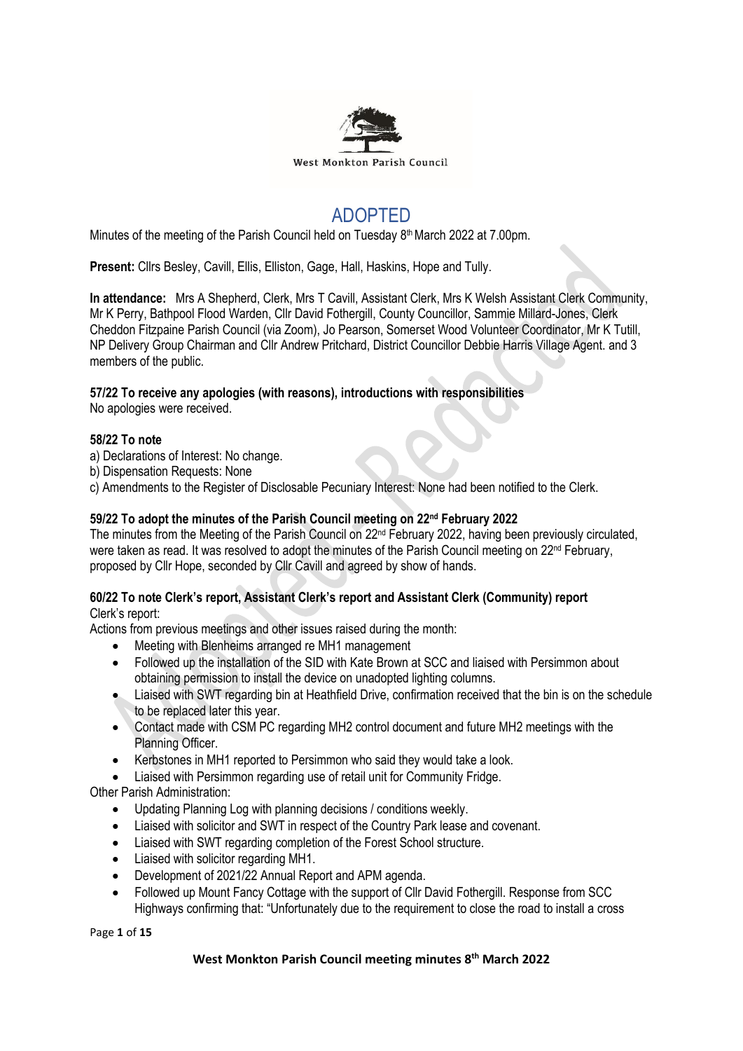West Monkton Parish Council

# ADOPTED

Minutes of the meeting of the Parish Council held on Tuesday 8th March 2022 at 7.00pm.

**Present:** Cllrs Besley, Cavill, Ellis, Elliston, Gage, Hall, Haskins, Hope and Tully.

**In attendance:** Mrs A Shepherd, Clerk, Mrs T Cavill, Assistant Clerk, Mrs K Welsh Assistant Clerk Community, Mr K Perry, Bathpool Flood Warden, Cllr David Fothergill, County Councillor, Sammie Millard-Jones, Clerk Cheddon Fitzpaine Parish Council (via Zoom), Jo Pearson, Somerset Wood Volunteer Coordinator, Mr K Tutill, NP Delivery Group Chairman and Cllr Andrew Pritchard, District Councillor Debbie Harris Village Agent. and 3 members of the public.

**57/22 To receive any apologies (with reasons), introductions with responsibilities**

No apologies were received.

**58/22 To note**

a) Declarations of Interest: No change.
b) Dispensation Requests: None
c) Amendments to the Register of Disclosable Pecuniary Interest: None had been notified to the Clerk.

**59/22 To adopt the minutes of the Parish Council meeting on 22nd February 2022**

The minutes from the Meeting of the Parish Council on 22nd February 2022, having been previously circulated, were taken as read. It was resolved to adopt the minutes of the Parish Council meeting on 22nd February, proposed by Cllr Hope, seconded by Cllr Cavill and agreed by show of hands.

**60/22 To note Clerk's report, Assistant Clerk's report and Assistant Clerk (Community) report**

Clerk's report:

Actions from previous meetings and other issues raised during the month:

- Meeting with Blenheims arranged re MH1 management
- Followed up the installation of the SID with Kate Brown at SCC and liaised with Persimmon about obtaining permission to install the device on unadopted lighting columns.
- Liaised with SWT regarding bin at Heathfield Drive, confirmation received that the bin is on the schedule to be replaced later this year.
- Contact made with CSM PC regarding MH2 control document and future MH2 meetings with the Planning Officer.
- Kerbstones in MH1 reported to Persimmon who said they would take a look.
- Liaised with Persimmon regarding use of retail unit for Community Fridge.

Other Parish Administration:

- Updating Planning Log with planning decisions / conditions weekly.
- Liaised with solicitor and SWT in respect of the Country Park lease and covenant.
- Liaised with SWT regarding completion of the Forest School structure.
- Liaised with solicitor regarding MH1.
- Development of 2021/22 Annual Report and APM agenda.
- Followed up Mount Fancy Cottage with the support of Cllr David Fothergill. Response from SCC Highways confirming that: "Unfortunately due to the requirement to close the road to install a cross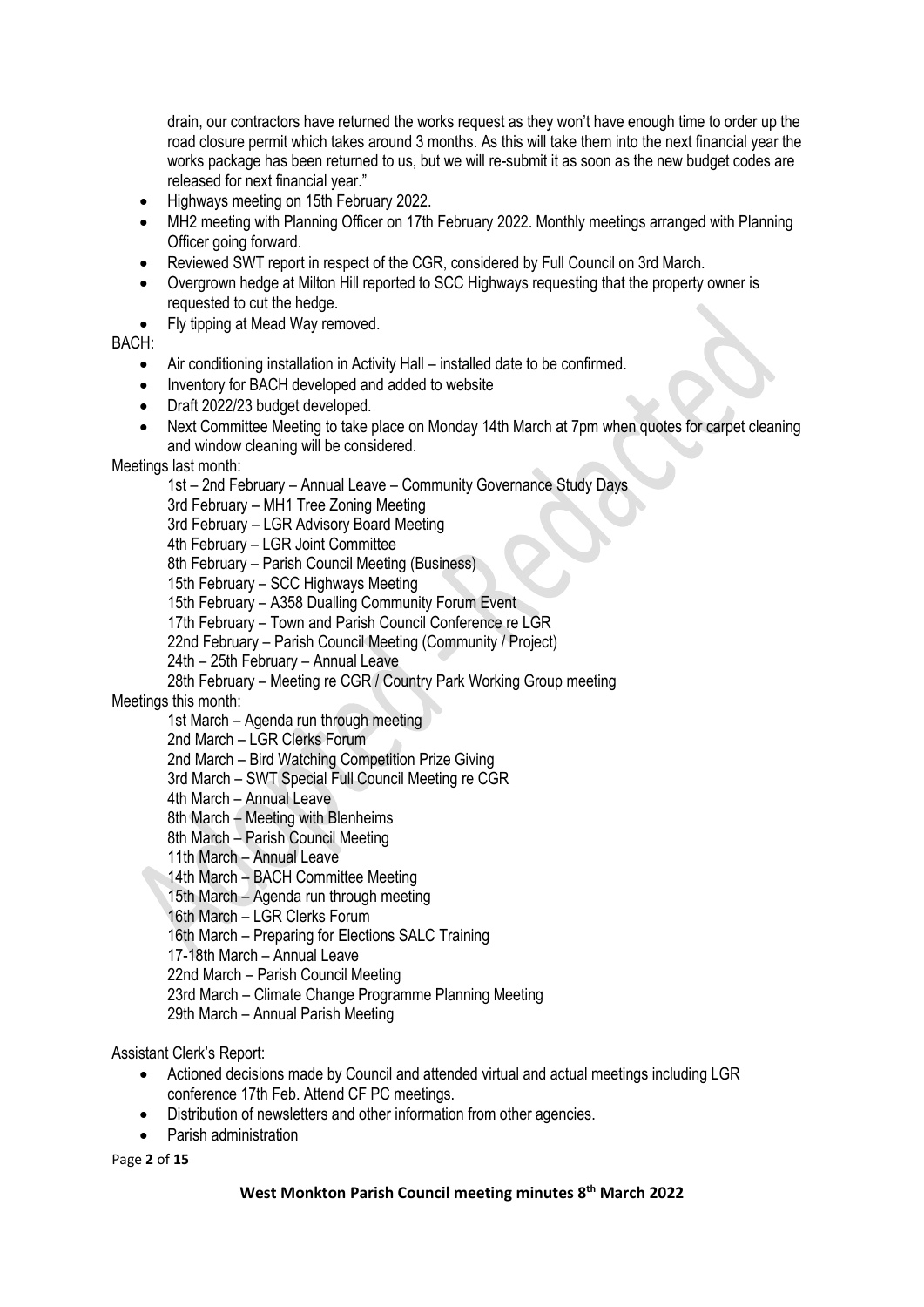drain, our contractors have returned the works request as they won't have enough time to order up the road closure permit which takes around 3 months. As this will take them into the next financial year the works package has been returned to us, but we will re-submit it as soon as the new budget codes are released for next financial year."

- Highways meeting on 15th February 2022.
- MH2 meeting with Planning Officer on 17th February 2022. Monthly meetings arranged with Planning Officer going forward.
- Reviewed SWT report in respect of the CGR, considered by Full Council on 3rd March.
- Overgrown hedge at Milton Hill reported to SCC Highways requesting that the property owner is requested to cut the hedge.
- Fly tipping at Mead Way removed.

BACH:

- Air conditioning installation in Activity Hall – installed date to be confirmed.
- Inventory for BACH developed and added to website
- Draft 2022/23 budget developed.
- Next Committee Meeting to take place on Monday 14th March at 7pm when quotes for carpet cleaning and window cleaning will be considered.

Meetings last month:

1st – 2nd February – Annual Leave – Community Governance Study Days
3rd February – MH1 Tree Zoning Meeting
3rd February – LGR Advisory Board Meeting
4th February – LGR Joint Committee
8th February – Parish Council Meeting (Business)
15th February – SCC Highways Meeting
15th February – A358 Dualling Community Forum Event
17th February – Town and Parish Council Conference re LGR
22nd February – Parish Council Meeting (Community / Project)
24th – 25th February – Annual Leave
28th February – Meeting re CGR / Country Park Working Group meeting

Meetings this month:

1st March – Agenda run through meeting
2nd March – LGR Clerks Forum
2nd March – Bird Watching Competition Prize Giving
3rd March – SWT Special Full Council Meeting re CGR
4th March – Annual Leave
8th March – Meeting with Blenheims
8th March – Parish Council Meeting
11th March – Annual Leave
14th March – BACH Committee Meeting
15th March – Agenda run through meeting
16th March – LGR Clerks Forum
16th March – Preparing for Elections SALC Training
17-18th March – Annual Leave
22nd March – Parish Council Meeting
23rd March – Climate Change Programme Planning Meeting
29th March – Annual Parish Meeting

Assistant Clerk's Report:

- Actioned decisions made by Council and attended virtual and actual meetings including LGR conference 17th Feb. Attend CF PC meetings.
- Distribution of newsletters and other information from other agencies.
- Parish administration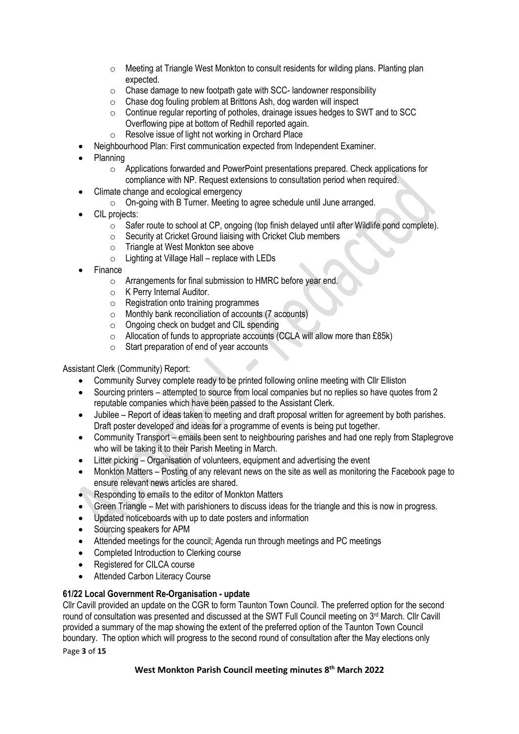- Meeting at Triangle West Monkton to consult residents for wilding plans. Planting plan expected.
  - Chase damage to new footpath gate with SCC- landowner responsibility
  - Chase dog fouling problem at Brittons Ash, dog warden will inspect
  - Continue regular reporting of potholes, drainage issues hedges to SWT and to SCC Overflowing pipe at bottom of Redhill reported again.
  - Resolve issue of light not working in Orchard Place
- Neighbourhood Plan: First communication expected from Independent Examiner.
- Planning
  - Applications forwarded and PowerPoint presentations prepared. Check applications for compliance with NP. Request extensions to consultation period when required.
- Climate change and ecological emergency
  - On-going with B Turner. Meeting to agree schedule until June arranged.
- CIL projects:
  - Safer route to school at CP, ongoing (top finish delayed until after Wildlife pond complete).
  - Security at Cricket Ground liaising with Cricket Club members
  - Triangle at West Monkton see above
  - Lighting at Village Hall – replace with LEDs
- Finance
  - Arrangements for final submission to HMRC before year end.
  - K Perry Internal Auditor.
  - Registration onto training programmes
  - Monthly bank reconciliation of accounts (7 accounts)
  - Ongoing check on budget and CIL spending
  - Allocation of funds to appropriate accounts (CCLA will allow more than £85k)
  - Start preparation of end of year accounts

Assistant Clerk (Community) Report:

- Community Survey complete ready to be printed following online meeting with Cllr Elliston
- Sourcing printers – attempted to source from local companies but no replies so have quotes from 2 reputable companies which have been passed to the Assistant Clerk.
- Jubilee – Report of ideas taken to meeting and draft proposal written for agreement by both parishes. Draft poster developed and ideas for a programme of events is being put together.
- Community Transport – emails been sent to neighbouring parishes and had one reply from Staplegrove who will be taking it to their Parish Meeting in March.
- Litter picking – Organisation of volunteers, equipment and advertising the event
- Monkton Matters – Posting of any relevant news on the site as well as monitoring the Facebook page to ensure relevant news articles are shared.
- Responding to emails to the editor of Monkton Matters
- Green Triangle – Met with parishioners to discuss ideas for the triangle and this is now in progress.
- Updated noticeboards with up to date posters and information
- Sourcing speakers for APM
- Attended meetings for the council; Agenda run through meetings and PC meetings
- Completed Introduction to Clerking course
- Registered for CILCA course
- Attended Carbon Literacy Course

**61/22 Local Government Re-Organisation - update**

Cllr Cavill provided an update on the CGR to form Taunton Town Council. The preferred option for the second round of consultation was presented and discussed at the SWT Full Council meeting on 3rd March. Cllr Cavill provided a summary of the map showing the extent of the preferred option of the Taunton Town Council boundary. The option which will progress to the second round of consultation after the May elections only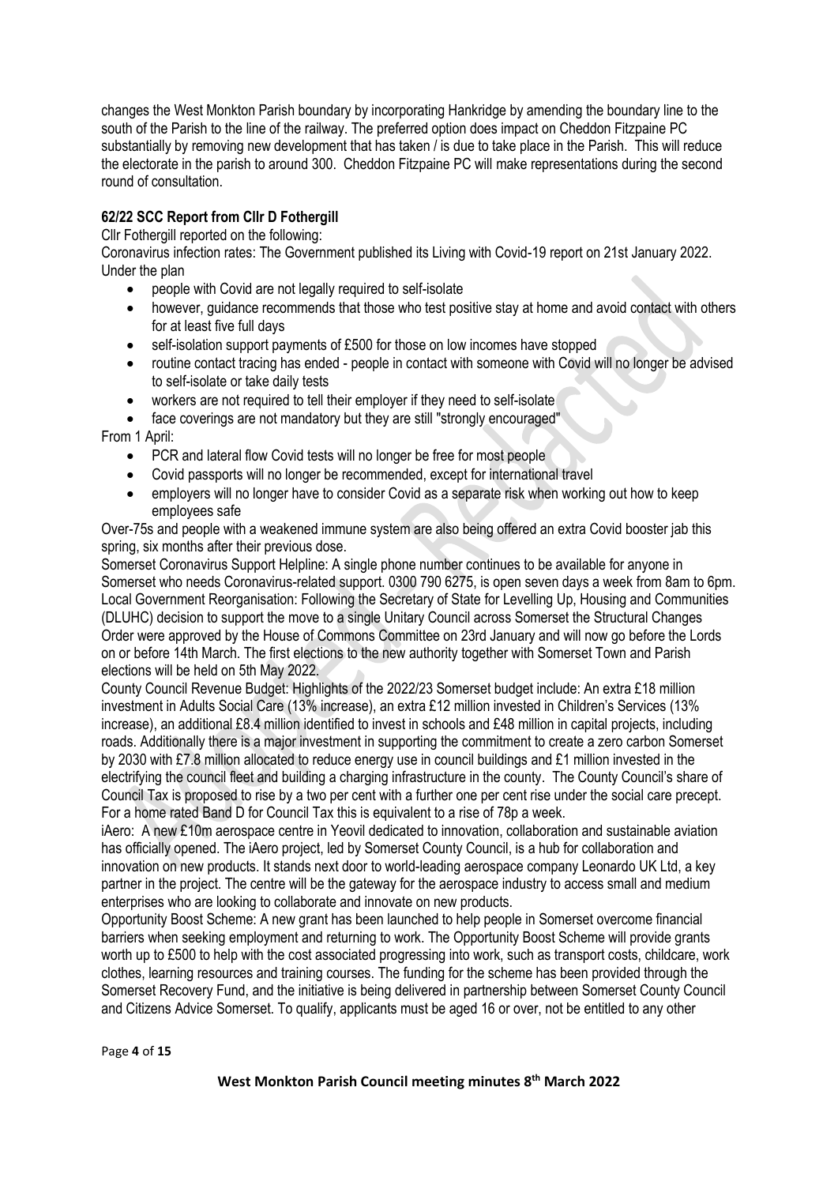changes the West Monkton Parish boundary by incorporating Hankridge by amending the boundary line to the south of the Parish to the line of the railway. The preferred option does impact on Cheddon Fitzpaine PC substantially by removing new development that has taken / is due to take place in the Parish. This will reduce the electorate in the parish to around 300. Cheddon Fitzpaine PC will make representations during the second round of consultation.

**62/22 SCC Report from Cllr D Fothergill**

Cllr Fothergill reported on the following:

Coronavirus infection rates: The Government published its Living with Covid-19 report on 21st January 2022. Under the plan

- people with Covid are not legally required to self-isolate
- however, guidance recommends that those who test positive stay at home and avoid contact with others for at least five full days
- self-isolation support payments of £500 for those on low incomes have stopped
- routine contact tracing has ended - people in contact with someone with Covid will no longer be advised to self-isolate or take daily tests
- workers are not required to tell their employer if they need to self-isolate
- face coverings are not mandatory but they are still "strongly encouraged"

From 1 April:

- PCR and lateral flow Covid tests will no longer be free for most people
- Covid passports will no longer be recommended, except for international travel
- employers will no longer have to consider Covid as a separate risk when working out how to keep employees safe

Over-75s and people with a weakened immune system are also being offered an extra Covid booster jab this spring, six months after their previous dose.

Somerset Coronavirus Support Helpline: A single phone number continues to be available for anyone in Somerset who needs Coronavirus-related support. 0300 790 6275, is open seven days a week from 8am to 6pm.

Local Government Reorganisation: Following the Secretary of State for Levelling Up, Housing and Communities (DLUHC) decision to support the move to a single Unitary Council across Somerset the Structural Changes Order were approved by the House of Commons Committee on 23rd January and will now go before the Lords on or before 14th March. The first elections to the new authority together with Somerset Town and Parish elections will be held on 5th May 2022.

County Council Revenue Budget: Highlights of the 2022/23 Somerset budget include: An extra £18 million investment in Adults Social Care (13% increase), an extra £12 million invested in Children's Services (13% increase), an additional £8.4 million identified to invest in schools and £48 million in capital projects, including roads. Additionally there is a major investment in supporting the commitment to create a zero carbon Somerset by 2030 with £7.8 million allocated to reduce energy use in council buildings and £1 million invested in the electrifying the council fleet and building a charging infrastructure in the county. The County Council's share of Council Tax is proposed to rise by a two per cent with a further one per cent rise under the social care precept. For a home rated Band D for Council Tax this is equivalent to a rise of 78p a week.

iAero: A new £10m aerospace centre in Yeovil dedicated to innovation, collaboration and sustainable aviation has officially opened. The iAero project, led by Somerset County Council, is a hub for collaboration and innovation on new products. It stands next door to world-leading aerospace company Leonardo UK Ltd, a key partner in the project. The centre will be the gateway for the aerospace industry to access small and medium enterprises who are looking to collaborate and innovate on new products.

Opportunity Boost Scheme: A new grant has been launched to help people in Somerset overcome financial barriers when seeking employment and returning to work. The Opportunity Boost Scheme will provide grants worth up to £500 to help with the cost associated progressing into work, such as transport costs, childcare, work clothes, learning resources and training courses. The funding for the scheme has been provided through the Somerset Recovery Fund, and the initiative is being delivered in partnership between Somerset County Council and Citizens Advice Somerset. To qualify, applicants must be aged 16 or over, not be entitled to any other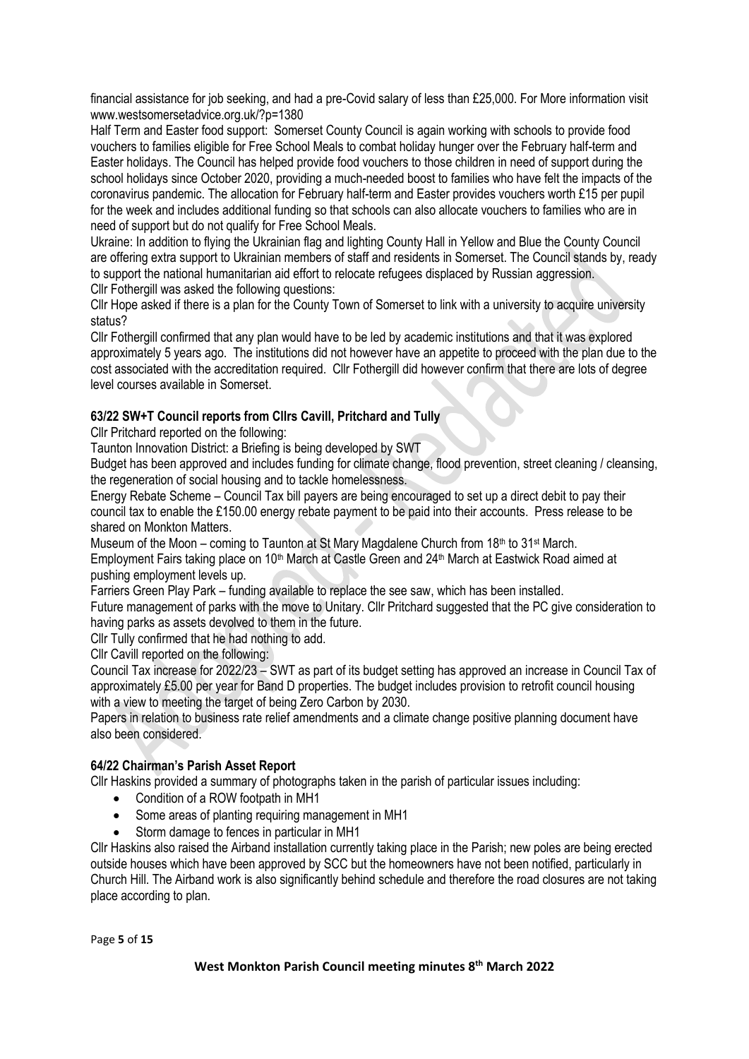financial assistance for job seeking, and had a pre-Covid salary of less than £25,000. For More information visit www.westsomersetadvice.org.uk/?p=1380

Half Term and Easter food support: Somerset County Council is again working with schools to provide food vouchers to families eligible for Free School Meals to combat holiday hunger over the February half-term and Easter holidays. The Council has helped provide food vouchers to those children in need of support during the school holidays since October 2020, providing a much-needed boost to families who have felt the impacts of the coronavirus pandemic. The allocation for February half-term and Easter provides vouchers worth £15 per pupil for the week and includes additional funding so that schools can also allocate vouchers to families who are in need of support but do not qualify for Free School Meals.

Ukraine: In addition to flying the Ukrainian flag and lighting County Hall in Yellow and Blue the County Council are offering extra support to Ukrainian members of staff and residents in Somerset. The Council stands by, ready to support the national humanitarian aid effort to relocate refugees displaced by Russian aggression.

Cllr Fothergill was asked the following questions:

Cllr Hope asked if there is a plan for the County Town of Somerset to link with a university to acquire university status?

Cllr Fothergill confirmed that any plan would have to be led by academic institutions and that it was explored approximately 5 years ago. The institutions did not however have an appetite to proceed with the plan due to the cost associated with the accreditation required. Cllr Fothergill did however confirm that there are lots of degree level courses available in Somerset.

**63/22 SW+T Council reports from Cllrs Cavill, Pritchard and Tully**

Cllr Pritchard reported on the following:

Taunton Innovation District: a Briefing is being developed by SWT

Budget has been approved and includes funding for climate change, flood prevention, street cleaning / cleansing, the regeneration of social housing and to tackle homelessness.

Energy Rebate Scheme – Council Tax bill payers are being encouraged to set up a direct debit to pay their council tax to enable the £150.00 energy rebate payment to be paid into their accounts. Press release to be shared on Monkton Matters.

Museum of the Moon – coming to Taunton at St Mary Magdalene Church from 18th to 31st March.

Employment Fairs taking place on 10th March at Castle Green and 24th March at Eastwick Road aimed at pushing employment levels up.

Farriers Green Play Park – funding available to replace the see saw, which has been installed.

Future management of parks with the move to Unitary. Cllr Pritchard suggested that the PC give consideration to having parks as assets devolved to them in the future.

Cllr Tully confirmed that he had nothing to add.

Cllr Cavill reported on the following:

Council Tax increase for 2022/23 – SWT as part of its budget setting has approved an increase in Council Tax of approximately £5.00 per year for Band D properties. The budget includes provision to retrofit council housing with a view to meeting the target of being Zero Carbon by 2030.

Papers in relation to business rate relief amendments and a climate change positive planning document have also been considered.

**64/22 Chairman's Parish Asset Report**

Cllr Haskins provided a summary of photographs taken in the parish of particular issues including:

- Condition of a ROW footpath in MH1
- Some areas of planting requiring management in MH1
- Storm damage to fences in particular in MH1

Cllr Haskins also raised the Airband installation currently taking place in the Parish; new poles are being erected outside houses which have been approved by SCC but the homeowners have not been notified, particularly in Church Hill. The Airband work is also significantly behind schedule and therefore the road closures are not taking place according to plan.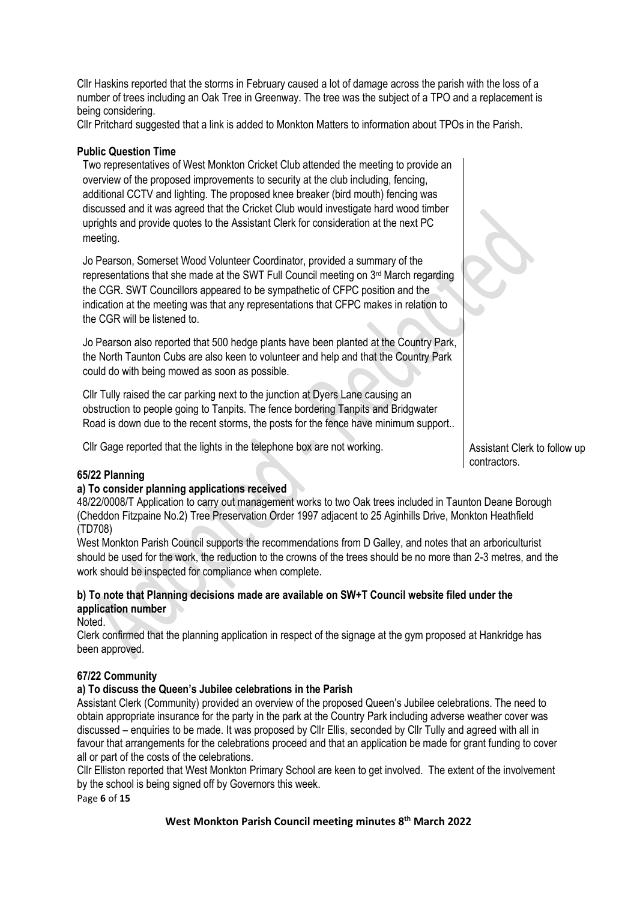Cllr Haskins reported that the storms in February caused a lot of damage across the parish with the loss of a number of trees including an Oak Tree in Greenway. The tree was the subject of a TPO and a replacement is being considering.

Cllr Pritchard suggested that a link is added to Monkton Matters to information about TPOs in the Parish.

**Public Question Time**

Two representatives of West Monkton Cricket Club attended the meeting to provide an overview of the proposed improvements to security at the club including, fencing, additional CCTV and lighting. The proposed knee breaker (bird mouth) fencing was discussed and it was agreed that the Cricket Club would investigate hard wood timber uprights and provide quotes to the Assistant Clerk for consideration at the next PC meeting.

Jo Pearson, Somerset Wood Volunteer Coordinator, provided a summary of the representations that she made at the SWT Full Council meeting on 3rd March regarding the CGR. SWT Councillors appeared to be sympathetic of CFPC position and the indication at the meeting was that any representations that CFPC makes in relation to the CGR will be listened to.

Jo Pearson also reported that 500 hedge plants have been planted at the Country Park, the North Taunton Cubs are also keen to volunteer and help and that the Country Park could do with being mowed as soon as possible.

Cllr Tully raised the car parking next to the junction at Dyers Lane causing an obstruction to people going to Tanpits. The fence bordering Tanpits and Bridgwater Road is down due to the recent storms, the posts for the fence have minimum support..

Cllr Gage reported that the lights in the telephone box are not working.

Assistant Clerk to follow up contractors.

**65/22 Planning**

**a) To consider planning applications received**

48/22/0008/T Application to carry out management works to two Oak trees included in Taunton Deane Borough (Cheddon Fitzpaine No.2) Tree Preservation Order 1997 adjacent to 25 Aginhills Drive, Monkton Heathfield (TD708)

West Monkton Parish Council supports the recommendations from D Galley, and notes that an arboriculturist should be used for the work, the reduction to the crowns of the trees should be no more than 2-3 metres, and the work should be inspected for compliance when complete.

**b) To note that Planning decisions made are available on SW+T Council website filed under the application number**

Noted.

Clerk confirmed that the planning application in respect of the signage at the gym proposed at Hankridge has been approved.

**67/22 Community**

**a) To discuss the Queen's Jubilee celebrations in the Parish**

Assistant Clerk (Community) provided an overview of the proposed Queen's Jubilee celebrations. The need to obtain appropriate insurance for the party in the park at the Country Park including adverse weather cover was discussed – enquiries to be made. It was proposed by Cllr Ellis, seconded by Cllr Tully and agreed with all in favour that arrangements for the celebrations proceed and that an application be made for grant funding to cover all or part of the costs of the celebrations.

Cllr Elliston reported that West Monkton Primary School are keen to get involved. The extent of the involvement by the school is being signed off by Governors this week.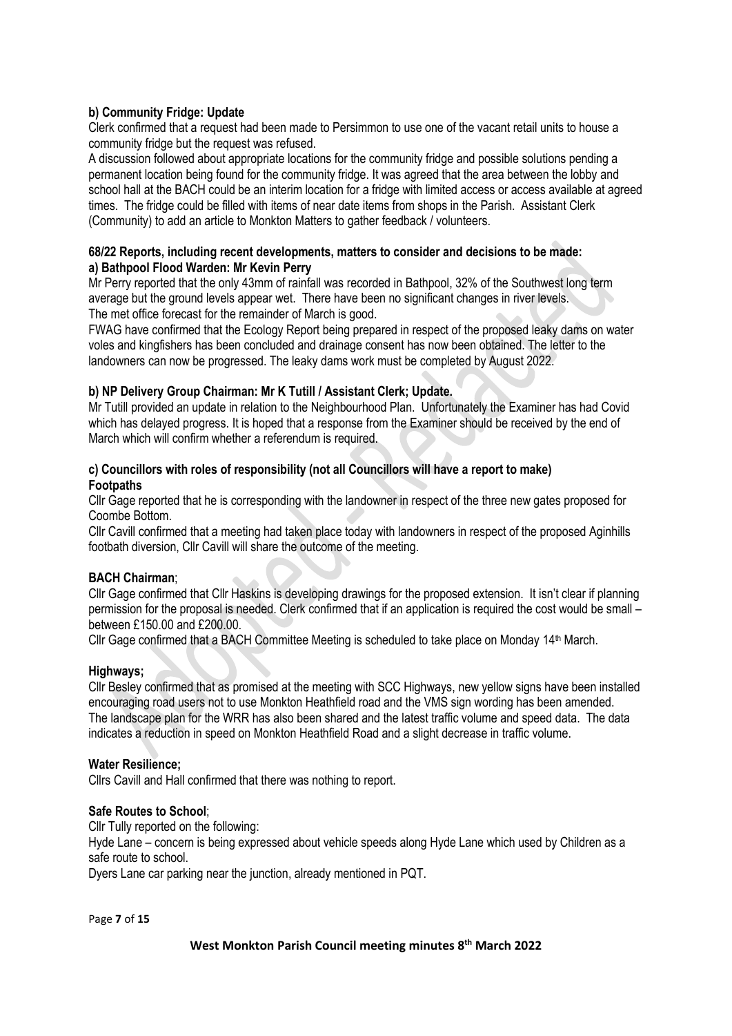**b) Community Fridge: Update**

Clerk confirmed that a request had been made to Persimmon to use one of the vacant retail units to house a community fridge but the request was refused.

A discussion followed about appropriate locations for the community fridge and possible solutions pending a permanent location being found for the community fridge. It was agreed that the area between the lobby and school hall at the BACH could be an interim location for a fridge with limited access or access available at agreed times. The fridge could be filled with items of near date items from shops in the Parish. Assistant Clerk (Community) to add an article to Monkton Matters to gather feedback / volunteers.

**68/22 Reports, including recent developments, matters to consider and decisions to be made:**
**a) Bathpool Flood Warden: Mr Kevin Perry**

Mr Perry reported that the only 43mm of rainfall was recorded in Bathpool, 32% of the Southwest long term average but the ground levels appear wet. There have been no significant changes in river levels. The met office forecast for the remainder of March is good.

FWAG have confirmed that the Ecology Report being prepared in respect of the proposed leaky dams on water voles and kingfishers has been concluded and drainage consent has now been obtained. The letter to the landowners can now be progressed. The leaky dams work must be completed by August 2022.

**b) NP Delivery Group Chairman: Mr K Tutill / Assistant Clerk; Update.**

Mr Tutill provided an update in relation to the Neighbourhood Plan. Unfortunately the Examiner has had Covid which has delayed progress. It is hoped that a response from the Examiner should be received by the end of March which will confirm whether a referendum is required.

**c) Councillors with roles of responsibility (not all Councillors will have a report to make)**
**Footpaths**

Cllr Gage reported that he is corresponding with the landowner in respect of the three new gates proposed for Coombe Bottom.

Cllr Cavill confirmed that a meeting had taken place today with landowners in respect of the proposed Aginhills footbath diversion, Cllr Cavill will share the outcome of the meeting.

**BACH Chairman**;

Cllr Gage confirmed that Cllr Haskins is developing drawings for the proposed extension. It isn't clear if planning permission for the proposal is needed. Clerk confirmed that if an application is required the cost would be small – between £150.00 and £200.00.

Cllr Gage confirmed that a BACH Committee Meeting is scheduled to take place on Monday 14th March.

**Highways;**

Cllr Besley confirmed that as promised at the meeting with SCC Highways, new yellow signs have been installed encouraging road users not to use Monkton Heathfield road and the VMS sign wording has been amended. The landscape plan for the WRR has also been shared and the latest traffic volume and speed data. The data indicates a reduction in speed on Monkton Heathfield Road and a slight decrease in traffic volume.

**Water Resilience;**

Cllrs Cavill and Hall confirmed that there was nothing to report.

**Safe Routes to School**;

Cllr Tully reported on the following:

Hyde Lane – concern is being expressed about vehicle speeds along Hyde Lane which used by Children as a safe route to school.

Dyers Lane car parking near the junction, already mentioned in PQT.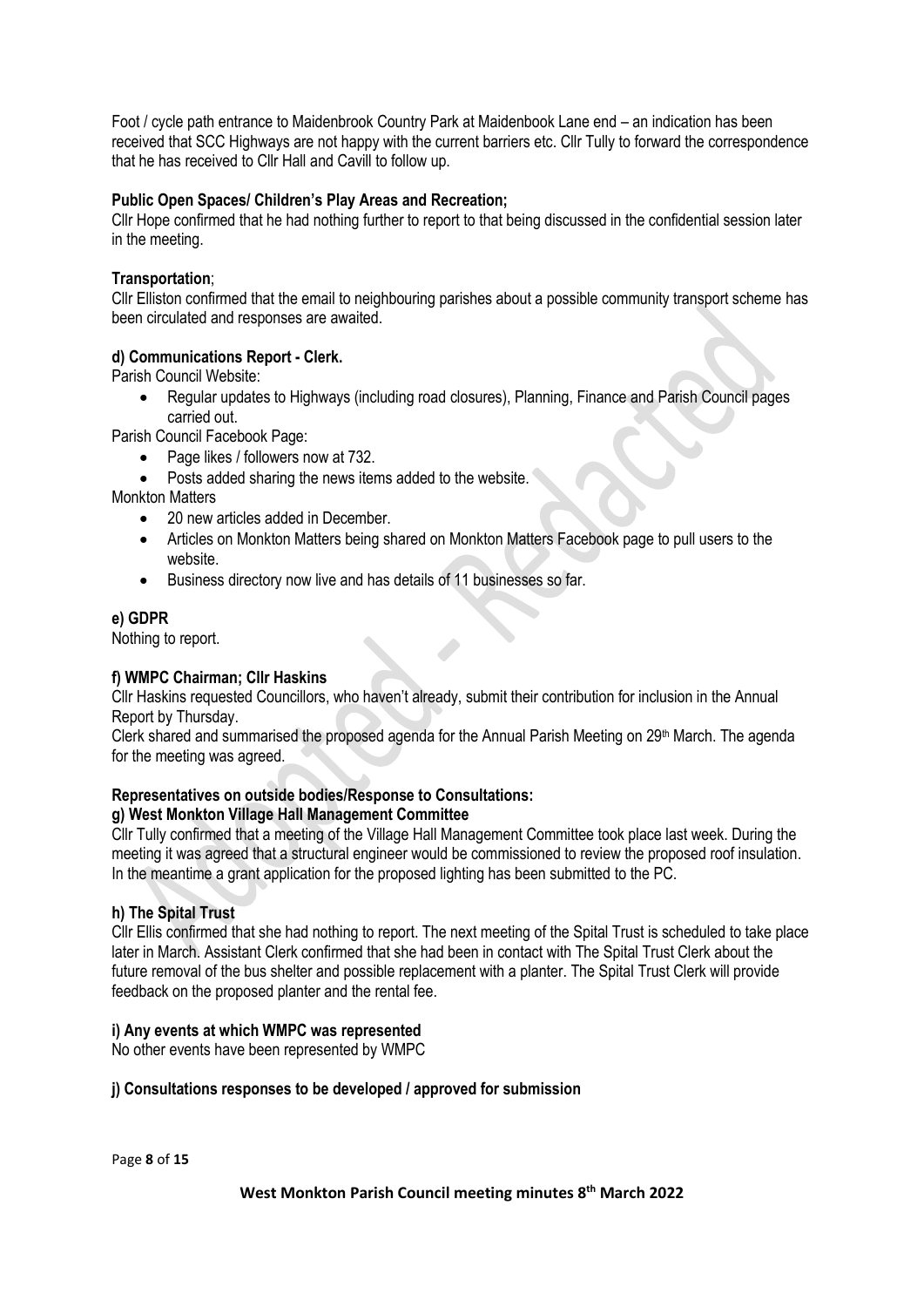Foot / cycle path entrance to Maidenbrook Country Park at Maidenbook Lane end – an indication has been received that SCC Highways are not happy with the current barriers etc. Cllr Tully to forward the correspondence that he has received to Cllr Hall and Cavill to follow up.

**Public Open Spaces/ Children's Play Areas and Recreation;**

Cllr Hope confirmed that he had nothing further to report to that being discussed in the confidential session later in the meeting.

**Transportation**;

Cllr Elliston confirmed that the email to neighbouring parishes about a possible community transport scheme has been circulated and responses are awaited.

**d) Communications Report - Clerk.**

Parish Council Website:

- Regular updates to Highways (including road closures), Planning, Finance and Parish Council pages carried out.

Parish Council Facebook Page:

- Page likes / followers now at 732.
- Posts added sharing the news items added to the website.

Monkton Matters

- 20 new articles added in December.
- Articles on Monkton Matters being shared on Monkton Matters Facebook page to pull users to the website.
- Business directory now live and has details of 11 businesses so far.

**e) GDPR**

Nothing to report.

**f) WMPC Chairman; Cllr Haskins**

Cllr Haskins requested Councillors, who haven't already, submit their contribution for inclusion in the Annual Report by Thursday.

Clerk shared and summarised the proposed agenda for the Annual Parish Meeting on 29th March. The agenda for the meeting was agreed.

**Representatives on outside bodies/Response to Consultations:**

**g) West Monkton Village Hall Management Committee**

Cllr Tully confirmed that a meeting of the Village Hall Management Committee took place last week. During the meeting it was agreed that a structural engineer would be commissioned to review the proposed roof insulation. In the meantime a grant application for the proposed lighting has been submitted to the PC.

**h) The Spital Trust**

Cllr Ellis confirmed that she had nothing to report. The next meeting of the Spital Trust is scheduled to take place later in March. Assistant Clerk confirmed that she had been in contact with The Spital Trust Clerk about the future removal of the bus shelter and possible replacement with a planter. The Spital Trust Clerk will provide feedback on the proposed planter and the rental fee.

**i) Any events at which WMPC was represented**

No other events have been represented by WMPC

**j) Consultations responses to be developed / approved for submission**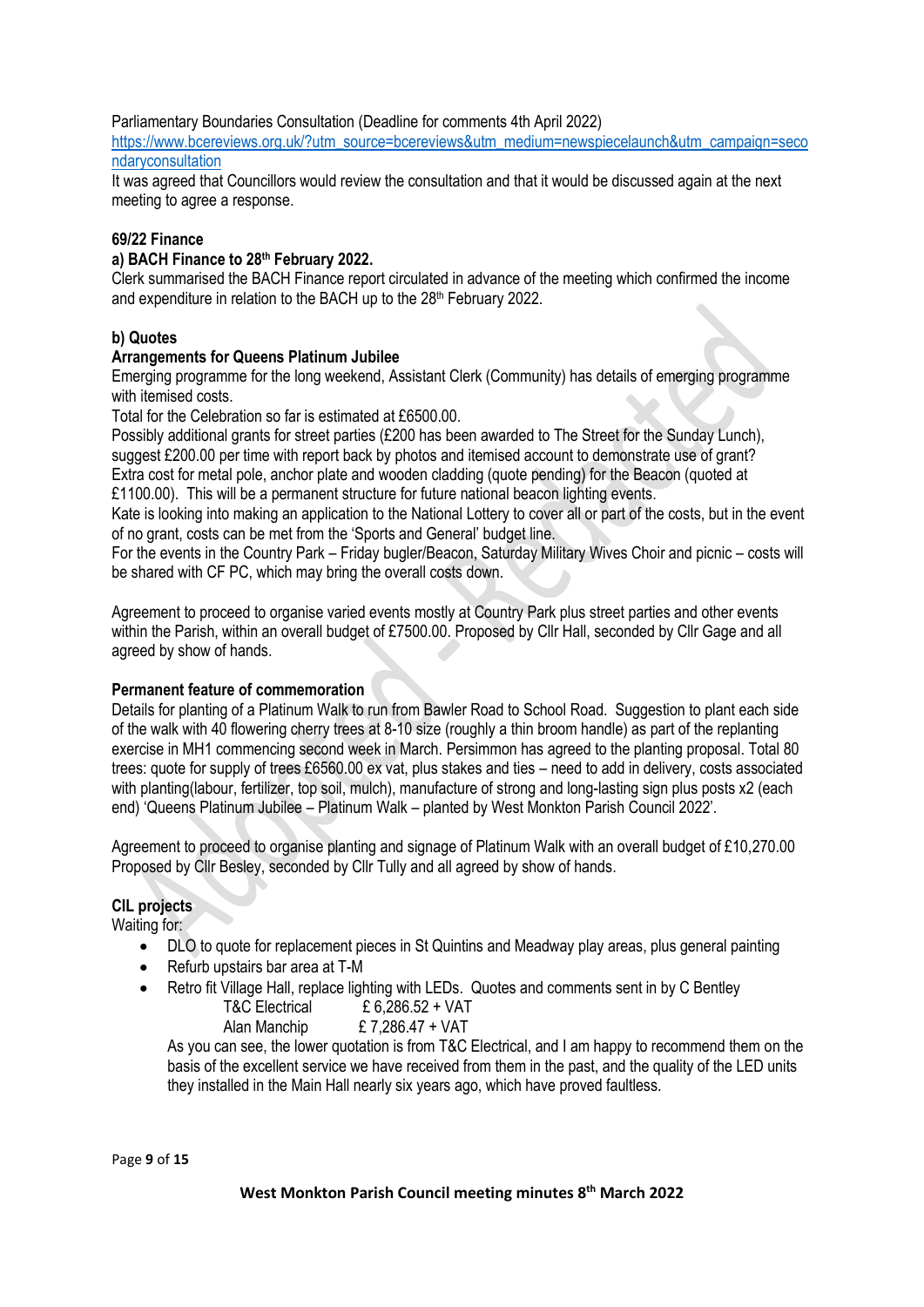Parliamentary Boundaries Consultation (Deadline for comments 4th April 2022)
[https://www.bcereviews.org.uk/?utm_source=bcereviews&utm_medium=newspiecelaunch&utm_campaign=secondaryconsultation](https://www.bcereviews.org.uk/?utm_source=bcereviews&utm_medium=newspiecelaunch&utm_campaign=secondaryconsultation)
It was agreed that Councillors would review the consultation and that it would be discussed again at the next meeting to agree a response.

**69/22 Finance**

**a) BACH Finance to 28th February 2022.**

Clerk summarised the BACH Finance report circulated in advance of the meeting which confirmed the income and expenditure in relation to the BACH up to the 28th February 2022.

**b) Quotes**

**Arrangements for Queens Platinum Jubilee**

Emerging programme for the long weekend, Assistant Clerk (Community) has details of emerging programme with itemised costs.
Total for the Celebration so far is estimated at £6500.00.
Possibly additional grants for street parties (£200 has been awarded to The Street for the Sunday Lunch), suggest £200.00 per time with report back by photos and itemised account to demonstrate use of grant?
Extra cost for metal pole, anchor plate and wooden cladding (quote pending) for the Beacon (quoted at £1100.00). This will be a permanent structure for future national beacon lighting events.
Kate is looking into making an application to the National Lottery to cover all or part of the costs, but in the event of no grant, costs can be met from the 'Sports and General' budget line.
For the events in the Country Park – Friday bugler/Beacon, Saturday Military Wives Choir and picnic – costs will be shared with CF PC, which may bring the overall costs down.

Agreement to proceed to organise varied events mostly at Country Park plus street parties and other events within the Parish, within an overall budget of £7500.00. Proposed by Cllr Hall, seconded by Cllr Gage and all agreed by show of hands.

**Permanent feature of commemoration**

Details for planting of a Platinum Walk to run from Bawler Road to School Road. Suggestion to plant each side of the walk with 40 flowering cherry trees at 8-10 size (roughly a thin broom handle) as part of the replanting exercise in MH1 commencing second week in March. Persimmon has agreed to the planting proposal. Total 80 trees: quote for supply of trees £6560.00 ex vat, plus stakes and ties – need to add in delivery, costs associated with planting(labour, fertilizer, top soil, mulch), manufacture of strong and long-lasting sign plus posts x2 (each end) 'Queens Platinum Jubilee – Platinum Walk – planted by West Monkton Parish Council 2022'.

Agreement to proceed to organise planting and signage of Platinum Walk with an overall budget of £10,270.00 Proposed by Cllr Besley, seconded by Cllr Tully and all agreed by show of hands.

**CIL projects**

Waiting for:

- DLO to quote for replacement pieces in St Quintins and Meadway play areas, plus general painting
- Refurb upstairs bar area at T-M
- Retro fit Village Hall, replace lighting with LEDs. Quotes and comments sent in by C Bentley
  T&C Electrical £ 6,286.52 + VAT
  Alan Manchip £ 7,286.47 + VAT
  As you can see, the lower quotation is from T&C Electrical, and I am happy to recommend them on the basis of the excellent service we have received from them in the past, and the quality of the LED units they installed in the Main Hall nearly six years ago, which have proved faultless.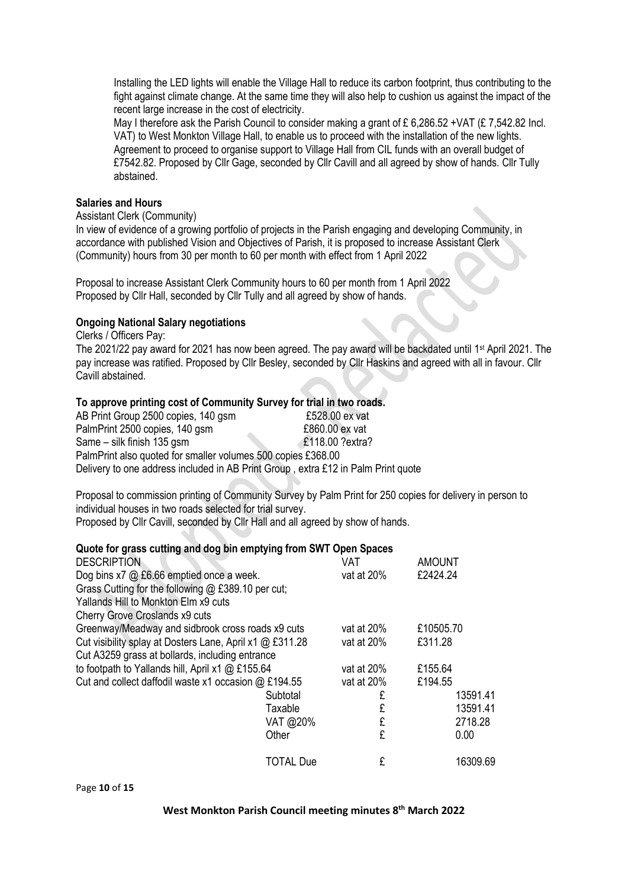Installing the LED lights will enable the Village Hall to reduce its carbon footprint, thus contributing to the fight against climate change. At the same time they will also help to cushion us against the impact of the recent large increase in the cost of electricity.

May I therefore ask the Parish Council to consider making a grant of £ 6,286.52 +VAT (£ 7,542.82 Incl. VAT) to West Monkton Village Hall, to enable us to proceed with the installation of the new lights. Agreement to proceed to organise support to Village Hall from CIL funds with an overall budget of £7542.82. Proposed by Cllr Gage, seconded by Cllr Cavill and all agreed by show of hands. Cllr Tully abstained.

**Salaries and Hours**

Assistant Clerk (Community)

In view of evidence of a growing portfolio of projects in the Parish engaging and developing Community, in accordance with published Vision and Objectives of Parish, it is proposed to increase Assistant Clerk (Community) hours from 30 per month to 60 per month with effect from 1 April 2022

Proposal to increase Assistant Clerk Community hours to 60 per month from 1 April 2022
Proposed by Cllr Hall, seconded by Cllr Tully and all agreed by show of hands.

**Ongoing National Salary negotiations**

Clerks / Officers Pay:

The 2021/22 pay award for 2021 has now been agreed. The pay award will be backdated until 1st April 2021. The pay increase was ratified. Proposed by Cllr Besley, seconded by Cllr Haskins and agreed with all in favour. Cllr Cavill abstained.

**To approve printing cost of Community Survey for trial in two roads.**

| | |
|---|---|
| AB Print Group 2500 copies, 140 gsm | £528.00 ex vat |
| PalmPrint 2500 copies, 140 gsm | £860.00 ex vat |
| Same – silk finish 135 gsm | £118.00 ?extra? |

PalmPrint also quoted for smaller volumes 500 copies £368.00
Delivery to one address included in AB Print Group , extra £12 in Palm Print quote

Proposal to commission printing of Community Survey by Palm Print for 250 copies for delivery in person to individual houses in two roads selected for trial survey.
Proposed by Cllr Cavill, seconded by Cllr Hall and all agreed by show of hands.

**Quote for grass cutting and dog bin emptying from SWT Open Spaces**

| DESCRIPTION | | VAT | AMOUNT |
|---|---|---|---|
| Dog bins x7 @ £6.66 emptied once a week. | | vat at 20% | £2424.24 |
| Grass Cutting for the following @ £389.10 per cut; | | | |
| Yallands Hill to Monkton Elm x9 cuts | | | |
| Cherry Grove Croslands x9 cuts | | | |
| Greenway/Meadway and sidbrook cross roads x9 cuts | | vat at 20% | £10505.70 |
| Cut visibility splay at Dosters Lane, April x1 @ £311.28 | | vat at 20% | £311.28 |
| Cut A3259 grass at bollards, including entrance | | | |
| to footpath to Yallands hill, April x1 @ £155.64 | | vat at 20% | £155.64 |
| Cut and collect daffodil waste x1 occasion @ £194.55 | | vat at 20% | £194.55 |
| | Subtotal | £ | 13591.41 |
| | Taxable | £ | 13591.41 |
| | VAT @20% | £ | 2718.28 |
| | Other | £ | 0.00 |
| | TOTAL Due | £ | 16309.69 |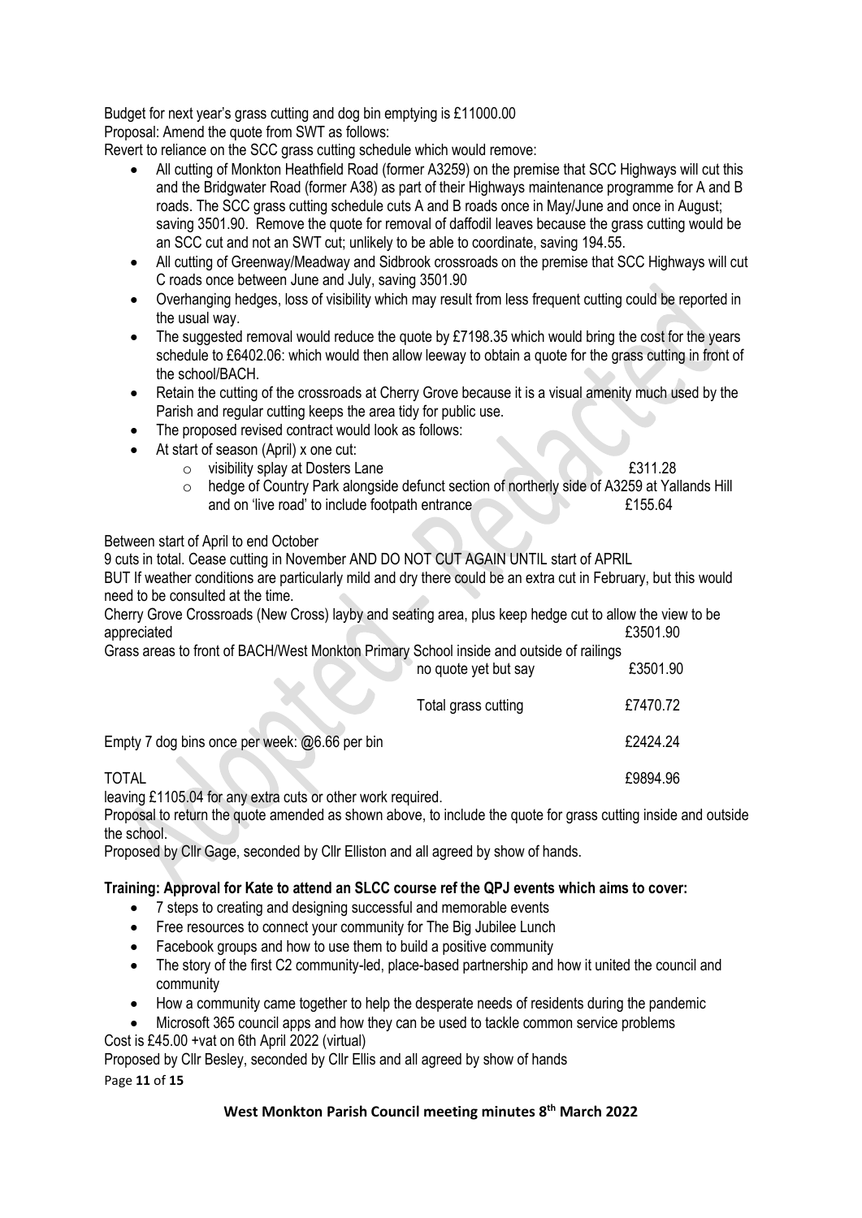Budget for next year's grass cutting and dog bin emptying is £11000.00

Proposal: Amend the quote from SWT as follows:

Revert to reliance on the SCC grass cutting schedule which would remove:

- All cutting of Monkton Heathfield Road (former A3259) on the premise that SCC Highways will cut this and the Bridgwater Road (former A38) as part of their Highways maintenance programme for A and B roads. The SCC grass cutting schedule cuts A and B roads once in May/June and once in August; saving 3501.90. Remove the quote for removal of daffodil leaves because the grass cutting would be an SCC cut and not an SWT cut; unlikely to be able to coordinate, saving 194.55.
- All cutting of Greenway/Meadway and Sidbrook crossroads on the premise that SCC Highways will cut C roads once between June and July, saving 3501.90
- Overhanging hedges, loss of visibility which may result from less frequent cutting could be reported in the usual way.
- The suggested removal would reduce the quote by £7198.35 which would bring the cost for the years schedule to £6402.06: which would then allow leeway to obtain a quote for the grass cutting in front of the school/BACH.
- Retain the cutting of the crossroads at Cherry Grove because it is a visual amenity much used by the Parish and regular cutting keeps the area tidy for public use.
- The proposed revised contract would look as follows:
- At start of season (April) x one cut:
  - visibility splay at Dosters Lane £311.28
  - hedge of Country Park alongside defunct section of northerly side of A3259 at Yallands Hill and on 'live road' to include footpath entrance £155.64

Between start of April to end October

9 cuts in total. Cease cutting in November AND DO NOT CUT AGAIN UNTIL start of APRIL

BUT If weather conditions are particularly mild and dry there could be an extra cut in February, but this would need to be consulted at the time.

| | | |
|---|---|---|
| Cherry Grove Crossroads (New Cross) layby and seating area, plus keep hedge cut to allow the view to be appreciated | | £3501.90 |
| Grass areas to front of BACH/West Monkton Primary School inside and outside of railings | no quote yet but say | £3501.90 |
| | Total grass cutting | £7470.72 |
| Empty 7 dog bins once per week: @6.66 per bin | | £2424.24 |
| TOTAL | | £9894.96 |

leaving £1105.04 for any extra cuts or other work required.

Proposal to return the quote amended as shown above, to include the quote for grass cutting inside and outside the school.

Proposed by Cllr Gage, seconded by Cllr Elliston and all agreed by show of hands.

**Training: Approval for Kate to attend an SLCC course ref the QPJ events which aims to cover:**

- 7 steps to creating and designing successful and memorable events
- Free resources to connect your community for The Big Jubilee Lunch
- Facebook groups and how to use them to build a positive community
- The story of the first C2 community-led, place-based partnership and how it united the council and community
- How a community came together to help the desperate needs of residents during the pandemic
- Microsoft 365 council apps and how they can be used to tackle common service problems

Cost is £45.00 +vat on 6th April 2022 (virtual)

Proposed by Cllr Besley, seconded by Cllr Ellis and all agreed by show of hands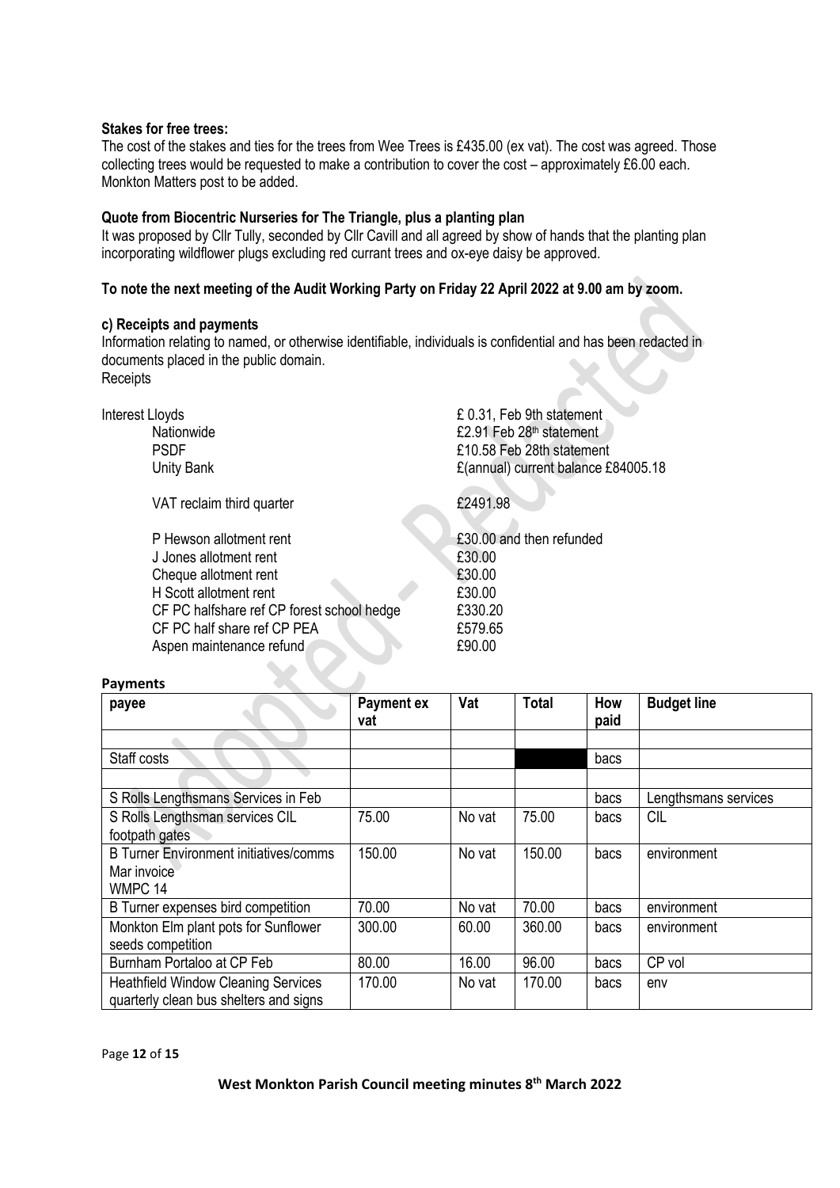**Stakes for free trees:**

The cost of the stakes and ties for the trees from Wee Trees is £435.00 (ex vat). The cost was agreed. Those collecting trees would be requested to make a contribution to cover the cost – approximately £6.00 each. Monkton Matters post to be added.

**Quote from Biocentric Nurseries for The Triangle, plus a planting plan**

It was proposed by Cllr Tully, seconded by Cllr Cavill and all agreed by show of hands that the planting plan incorporating wildflower plugs excluding red currant trees and ox-eye daisy be approved.

**To note the next meeting of the Audit Working Party on Friday 22 April 2022 at 9.00 am by zoom.**

**c) Receipts and payments**

Information relating to named, or otherwise identifiable, individuals is confidential and has been redacted in documents placed in the public domain.

Receipts

| | |
|---|---|
| Interest Lloyds | £ 0.31, Feb 9th statement |
| Nationwide | £2.91 Feb 28th statement |
| PSDF | £10.58 Feb 28th statement |
| Unity Bank | £(annual) current balance £84005.18 |
| VAT reclaim third quarter | £2491.98 |
| P Hewson allotment rent | £30.00 and then refunded |
| J Jones allotment rent | £30.00 |
| Cheque allotment rent | £30.00 |
| H Scott allotment rent | £30.00 |
| CF PC halfshare ref CP forest school hedge | £330.20 |
| CF PC half share ref CP PEA | £579.65 |
| Aspen maintenance refund | £90.00 |

**Payments**

| payee | Payment ex vat | Vat | Total | How paid | Budget line |
|---|---|---|---|---|---|
| | | | | | |
| Staff costs | | | | bacs | |
| | | | | | |
| S Rolls Lengthsmans Services in Feb | | | | bacs | Lengthsmans services |
| S Rolls Lengthsman services CIL footpath gates | 75.00 | No vat | 75.00 | bacs | CIL |
| B Turner Environment initiatives/comms Mar invoice WMPC 14 | 150.00 | No vat | 150.00 | bacs | environment |
| B Turner expenses bird competition | 70.00 | No vat | 70.00 | bacs | environment |
| Monkton Elm plant pots for Sunflower seeds competition | 300.00 | 60.00 | 360.00 | bacs | environment |
| Burnham Portaloo at CP Feb | 80.00 | 16.00 | 96.00 | bacs | CP vol |
| Heathfield Window Cleaning Services quarterly clean bus shelters and signs | 170.00 | No vat | 170.00 | bacs | env |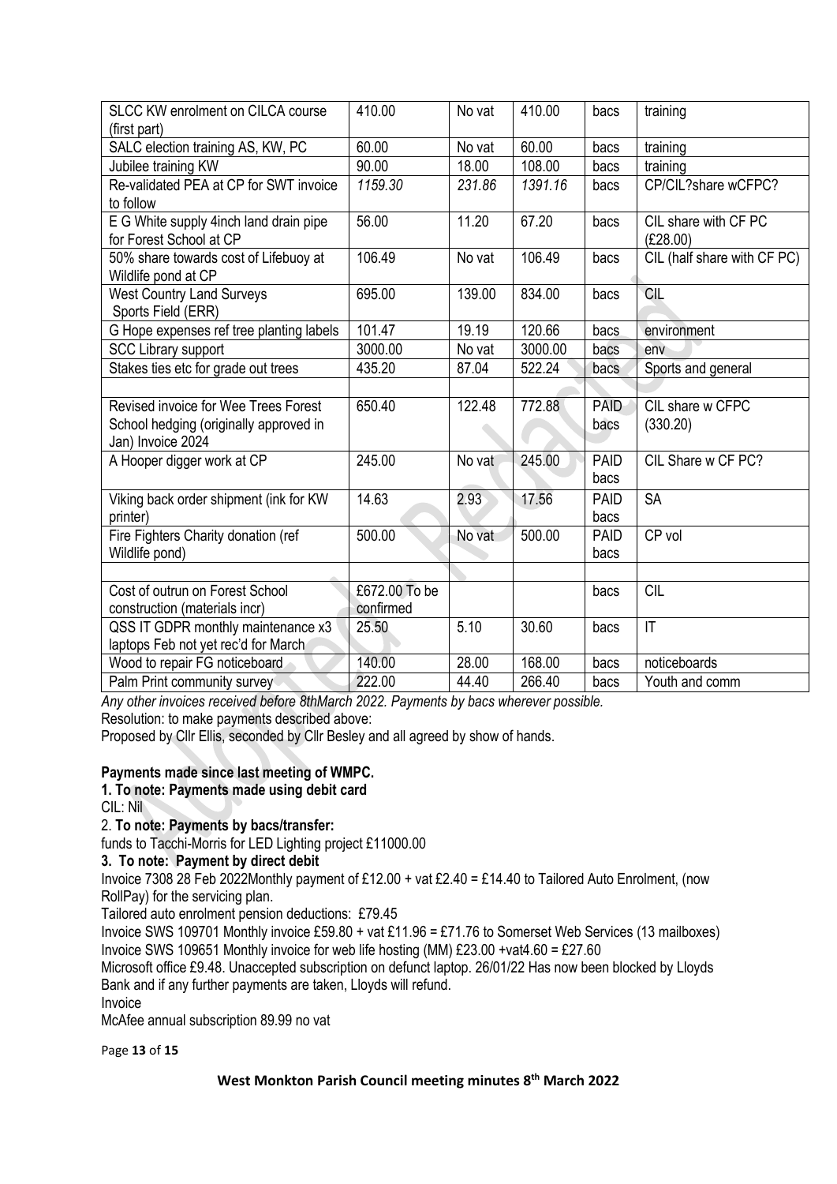| | | | | | |
|---|---|---|---|---|---|
| SLCC KW enrolment on CILCA course (first part) | 410.00 | No vat | 410.00 | bacs | training |
| SALC election training AS, KW, PC | 60.00 | No vat | 60.00 | bacs | training |
| Jubilee training KW | 90.00 | 18.00 | 108.00 | bacs | training |
| Re-validated PEA at CP for SWT invoice to follow | *1159.30* | *231.86* | *1391.16* | bacs | CP/CIL?share wCFPC? |
| E G White supply 4inch land drain pipe for Forest School at CP | 56.00 | 11.20 | 67.20 | bacs | CIL share with CF PC (£28.00) |
| 50% share towards cost of Lifebuoy at Wildlife pond at CP | 106.49 | No vat | 106.49 | bacs | CIL (half share with CF PC) |
| West Country Land Surveys Sports Field (ERR) | 695.00 | 139.00 | 834.00 | bacs | CIL |
| G Hope expenses ref tree planting labels | 101.47 | 19.19 | 120.66 | bacs | environment |
| SCC Library support | 3000.00 | No vat | 3000.00 | bacs | env |
| Stakes ties etc for grade out trees | 435.20 | 87.04 | 522.24 | bacs | Sports and general |
| | | | | | |
| Revised invoice for Wee Trees Forest School hedging (originally approved in Jan) Invoice 2024 | 650.40 | 122.48 | 772.88 | PAID bacs | CIL share w CFPC (330.20) |
| A Hooper digger work at CP | 245.00 | No vat | 245.00 | PAID bacs | CIL Share w CF PC? |
| Viking back order shipment (ink for KW printer) | 14.63 | 2.93 | 17.56 | PAID bacs | SA |
| Fire Fighters Charity donation (ref Wildlife pond) | 500.00 | No vat | 500.00 | PAID bacs | CP vol |
| | | | | | |
| Cost of outrun on Forest School construction (materials incr) | £672.00 To be confirmed | | | bacs | CIL |
| QSS IT GDPR monthly maintenance x3 laptops Feb not yet rec'd for March | 25.50 | 5.10 | 30.60 | bacs | IT |
| Wood to repair FG noticeboard | 140.00 | 28.00 | 168.00 | bacs | noticeboards |
| Palm Print community survey | 222.00 | 44.40 | 266.40 | bacs | Youth and comm |

*Any other invoices received before 8thMarch 2022. Payments by bacs wherever possible.*

Resolution: to make payments described above:

Proposed by Cllr Ellis, seconded by Cllr Besley and all agreed by show of hands.

**Payments made since last meeting of WMPC.**

**1. To note: Payments made using debit card**

CIL: Nil

2. **To note: Payments by bacs/transfer:**

funds to Tacchi-Morris for LED Lighting project £11000.00

**3. To note: Payment by direct debit**

Invoice 7308 28 Feb 2022Monthly payment of £12.00 + vat £2.40 = £14.40 to Tailored Auto Enrolment, (now RollPay) for the servicing plan.

Tailored auto enrolment pension deductions: £79.45

Invoice SWS 109701 Monthly invoice £59.80 + vat £11.96 = £71.76 to Somerset Web Services (13 mailboxes)

Invoice SWS 109651 Monthly invoice for web life hosting (MM) £23.00 +vat4.60 = £27.60

Microsoft office £9.48. Unaccepted subscription on defunct laptop. 26/01/22 Has now been blocked by Lloyds Bank and if any further payments are taken, Lloyds will refund.

Invoice

McAfee annual subscription 89.99 no vat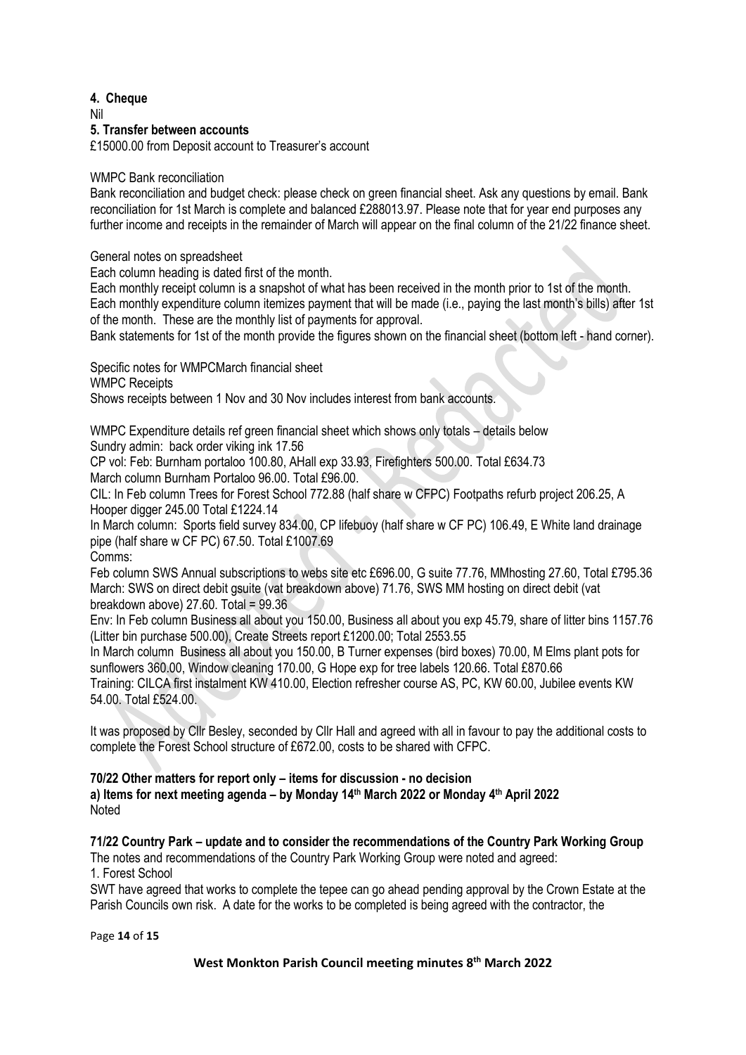**4. Cheque**

Nil

**5. Transfer between accounts**

£15000.00 from Deposit account to Treasurer's account

WMPC Bank reconciliation

Bank reconciliation and budget check: please check on green financial sheet. Ask any questions by email. Bank reconciliation for 1st March is complete and balanced £288013.97. Please note that for year end purposes any further income and receipts in the remainder of March will appear on the final column of the 21/22 finance sheet.

General notes on spreadsheet

Each column heading is dated first of the month.

Each monthly receipt column is a snapshot of what has been received in the month prior to 1st of the month.

Each monthly expenditure column itemizes payment that will be made (i.e., paying the last month's bills) after 1st of the month. These are the monthly list of payments for approval.

Bank statements for 1st of the month provide the figures shown on the financial sheet (bottom left - hand corner).

Specific notes for WMPCMarch financial sheet

WMPC Receipts

Shows receipts between 1 Nov and 30 Nov includes interest from bank accounts.

WMPC Expenditure details ref green financial sheet which shows only totals – details below

Sundry admin: back order viking ink 17.56

CP vol: Feb: Burnham portaloo 100.80, AHall exp 33.93, Firefighters 500.00. Total £634.73

March column Burnham Portaloo 96.00. Total £96.00.

CIL: In Feb column Trees for Forest School 772.88 (half share w CFPC) Footpaths refurb project 206.25, A Hooper digger 245.00 Total £1224.14

In March column: Sports field survey 834.00, CP lifebuoy (half share w CF PC) 106.49, E White land drainage pipe (half share w CF PC) 67.50. Total £1007.69

Comms:

Feb column SWS Annual subscriptions to webs site etc £696.00, G suite 77.76, MMhosting 27.60, Total £795.36

March: SWS on direct debit gsuite (vat breakdown above) 71.76, SWS MM hosting on direct debit (vat breakdown above) 27.60. Total = 99.36

Env: In Feb column Business all about you 150.00, Business all about you exp 45.79, share of litter bins 1157.76 (Litter bin purchase 500.00), Create Streets report £1200.00; Total 2553.55

In March column Business all about you 150.00, B Turner expenses (bird boxes) 70.00, M Elms plant pots for sunflowers 360.00, Window cleaning 170.00, G Hope exp for tree labels 120.66. Total £870.66

Training: CILCA first instalment KW 410.00, Election refresher course AS, PC, KW 60.00, Jubilee events KW 54.00. Total £524.00.

It was proposed by Cllr Besley, seconded by Cllr Hall and agreed with all in favour to pay the additional costs to complete the Forest School structure of £672.00, costs to be shared with CFPC.

**70/22 Other matters for report only – items for discussion - no decision**

**a) Items for next meeting agenda – by Monday 14th March 2022 or Monday 4th April 2022**

Noted

**71/22 Country Park – update and to consider the recommendations of the Country Park Working Group**

The notes and recommendations of the Country Park Working Group were noted and agreed:

1. Forest School

SWT have agreed that works to complete the tepee can go ahead pending approval by the Crown Estate at the Parish Councils own risk. A date for the works to be completed is being agreed with the contractor, the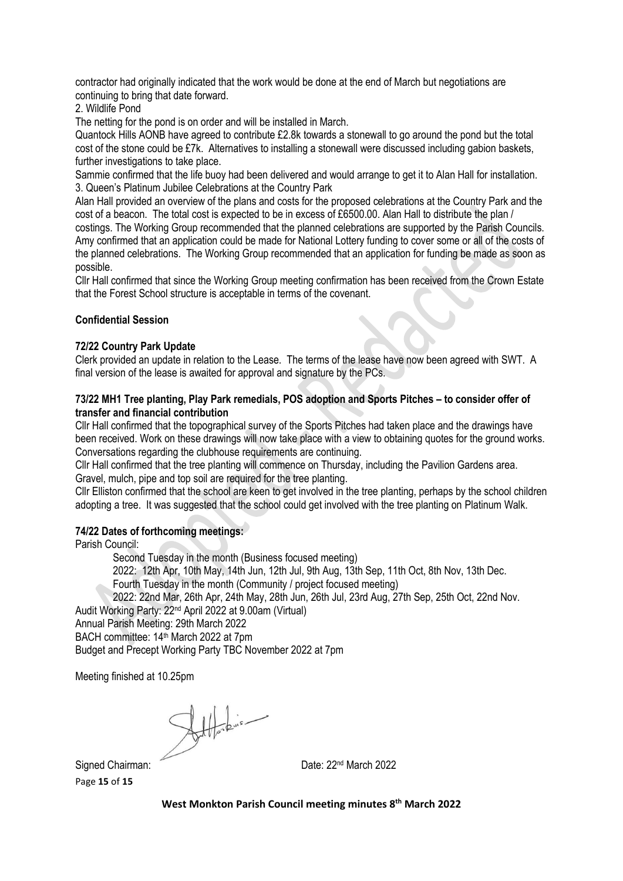contractor had originally indicated that the work would be done at the end of March but negotiations are continuing to bring that date forward.

2. Wildlife Pond

The netting for the pond is on order and will be installed in March.

Quantock Hills AONB have agreed to contribute £2.8k towards a stonewall to go around the pond but the total cost of the stone could be £7k. Alternatives to installing a stonewall were discussed including gabion baskets, further investigations to take place.

Sammie confirmed that the life buoy had been delivered and would arrange to get it to Alan Hall for installation.

3. Queen's Platinum Jubilee Celebrations at the Country Park

Alan Hall provided an overview of the plans and costs for the proposed celebrations at the Country Park and the cost of a beacon. The total cost is expected to be in excess of £6500.00. Alan Hall to distribute the plan / costings. The Working Group recommended that the planned celebrations are supported by the Parish Councils. Amy confirmed that an application could be made for National Lottery funding to cover some or all of the costs of the planned celebrations. The Working Group recommended that an application for funding be made as soon as possible.

Cllr Hall confirmed that since the Working Group meeting confirmation has been received from the Crown Estate that the Forest School structure is acceptable in terms of the covenant.

**Confidential Session**

**72/22 Country Park Update**

Clerk provided an update in relation to the Lease. The terms of the lease have now been agreed with SWT. A final version of the lease is awaited for approval and signature by the PCs.

**73/22 MH1 Tree planting, Play Park remedials, POS adoption and Sports Pitches – to consider offer of transfer and financial contribution**

Cllr Hall confirmed that the topographical survey of the Sports Pitches had taken place and the drawings have been received. Work on these drawings will now take place with a view to obtaining quotes for the ground works. Conversations regarding the clubhouse requirements are continuing.

Cllr Hall confirmed that the tree planting will commence on Thursday, including the Pavilion Gardens area. Gravel, mulch, pipe and top soil are required for the tree planting.

Cllr Elliston confirmed that the school are keen to get involved in the tree planting, perhaps by the school children adopting a tree. It was suggested that the school could get involved with the tree planting on Platinum Walk.

**74/22 Dates of forthcoming meetings:**

Parish Council:

Second Tuesday in the month (Business focused meeting)

2022: 12th Apr, 10th May, 14th Jun, 12th Jul, 9th Aug, 13th Sep, 11th Oct, 8th Nov, 13th Dec.

Fourth Tuesday in the month (Community / project focused meeting)

2022: 22nd Mar, 26th Apr, 24th May, 28th Jun, 26th Jul, 23rd Aug, 27th Sep, 25th Oct, 22nd Nov.

Audit Working Party: 22nd April 2022 at 9.00am (Virtual)

Annual Parish Meeting: 29th March 2022

BACH committee: 14th March 2022 at 7pm

Budget and Precept Working Party TBC November 2022 at 7pm

Meeting finished at 10.25pm

Signed Chairman: Date: 22nd March 2022